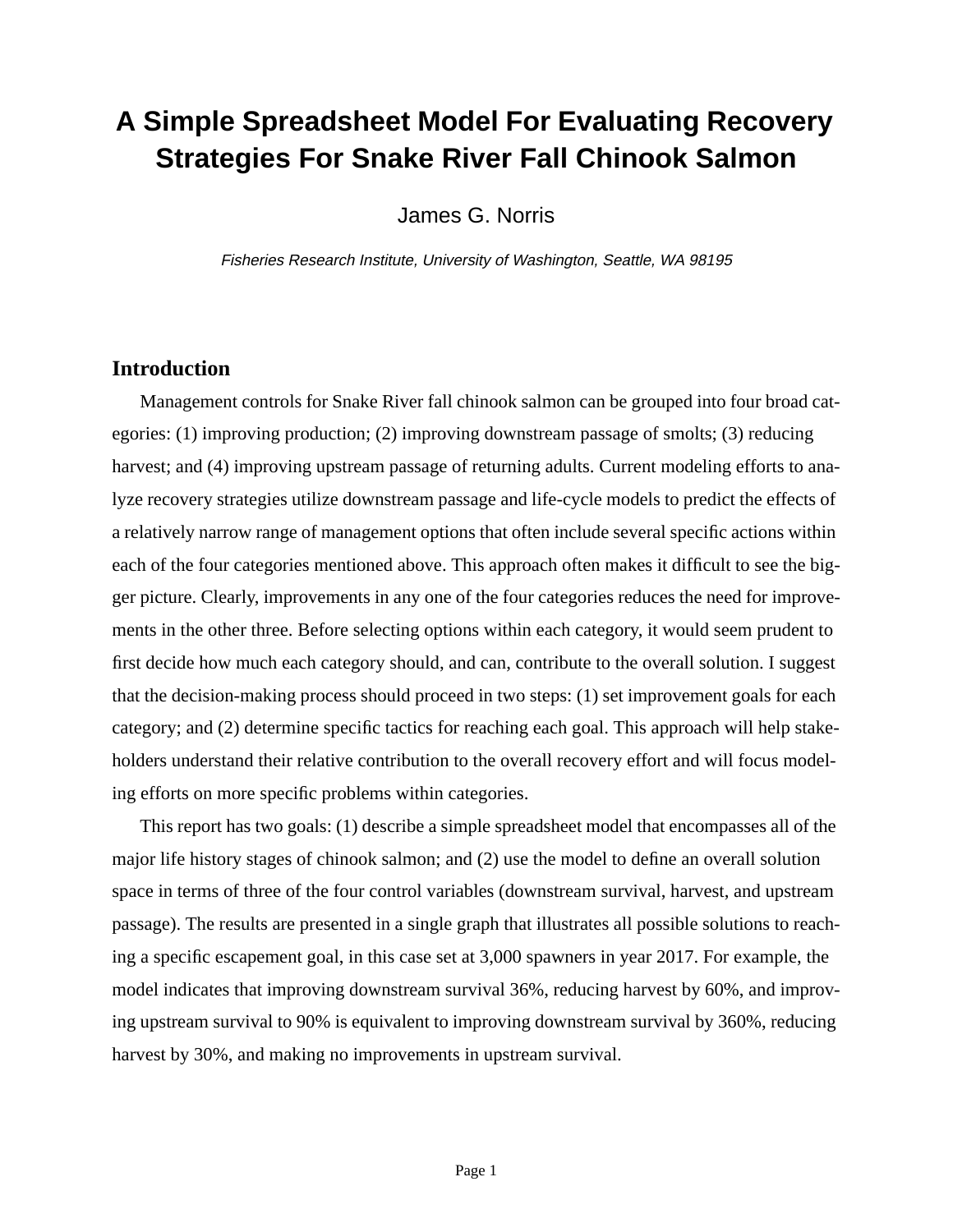# A Simple Spreadsheet Model For Evaluating Recovery Strategies For Snake River Fall Chinook Salmon

James G. Norris

*Fisheries Research Institute, University of Washington, Seattle, WA 98195*

## Introduction

Management controls for Snake River fall chinook salmon can be grouped into four broad categories: (1) improving production; (2) improving downstream passage of smolts; (3) reducing harvest; and (4) improving upstream passage of returning adults. Current modeling efforts to analyze recovery strategies utilize downstream passage and life-cycle models to predict the effects of a relatively narrow range of management options that often include several specific actions within each of the four categories mentioned above. This approach often makes it difficult to see the bigger picture. Clearly, improvements in any one of the four categories reduces the need for improvements in the other three. Before selecting options within each category, it would seem prudent to first decide how much each category should, and can, contribute to the overall solution. I suggest that the decision-making process should proceed in two steps: (1) set improvement goals for each category; and (2) determine specific tactics for reaching each goal. This approach will help stakeholders understand their relative contribution to the overall recovery effort and will focus modeling efforts on more specific problems within categories.

This report has two goals: (1) describe a simple spreadsheet model that encompasses all of the major life history stages of chinook salmon; and (2) use the model to define an overall solution space in terms of three of the four control variables (downstream survival, harvest, and upstream passage). The results are presented in a single graph that illustrates all possible solutions to reaching a specific escapement goal, in this case set at 3,000 spawners in year 2017. For example, the model indicates that improving downstream survival 36%, reducing harvest by 60%, and improving upstream survival to 90% is equivalent to improving downstream survival by 360%, reducing harvest by 30%, and making no improvements in upstream survival.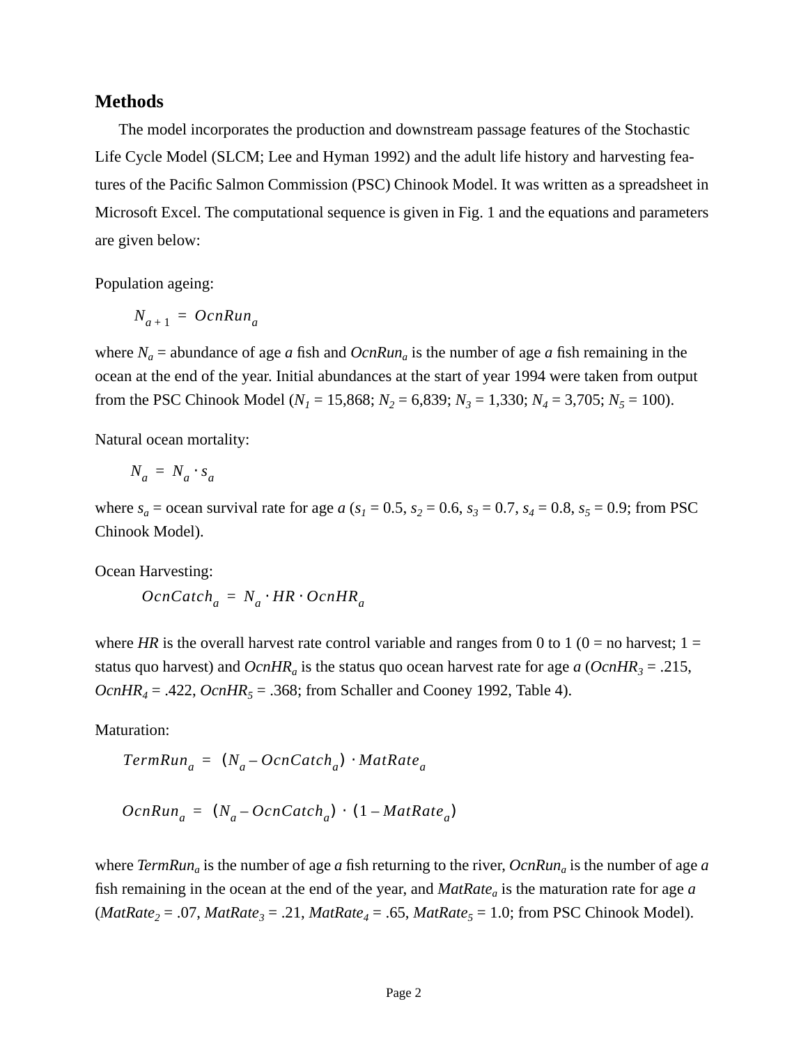## Methods

The model incorporates the production and downstream passage features of the Stochastic Life Cycle Model (SLCM; Lee and Hyman 1992) and the adult life history and harvesting features of the Pacific Salmon Commission (PSC) Chinook Model. It was written as a spreadsheet in Microsoft Excel. The computational sequence is given in Fig. 1 and the equations and parameters are given below:

Population ageing:

$$N_{a+1} = OcnRun_a$$

where $N_a$ = abundance of age *a* fish and $OcnRun_a$ is the number of age *a* fish remaining in the ocean at the end of the year. Initial abundances at the start of year 1994 were taken from output from the PSC Chinook Model ($N_1$ = 15,868; $N_2$ = 6,839; $N_3$ = 1,330; $N_4$ = 3,705; $N_5$ = 100).

Natural ocean mortality:

$$N_a = N_a \cdot s_a$$

where $s_a$ = ocean survival rate for age *a* ($s_1$ = 0.5, $s_2$ = 0.6, $s_3$ = 0.7, $s_4$ = 0.8, $s_5$ = 0.9; from PSC Chinook Model).

Ocean Harvesting:

$$OcnCatch_a = N_a \cdot HR \cdot OcnHR_a$$

where *HR* is the overall harvest rate control variable and ranges from 0 to 1 (0 = no harvest; 1 = status quo harvest) and $OcnHR_a$ is the status quo ocean harvest rate for age *a* ($OcnHR_3$ = .215, $OcnHR_4$ = .422, $OcnHR_5$ = .368; from Schaller and Cooney 1992, Table 4).

Maturation:

$$TermRun_a = (N_a - OcnCatch_a) \cdot MatRate_a$$

$$OcnRun_a = (N_a - OcnCatch_a) \cdot (1 - MatRate_a)$$

where $TermRun_a$ is the number of age *a* fish returning to the river, $OcnRun_a$ is the number of age *a* fish remaining in the ocean at the end of the year, and $MatRate_a$ is the maturation rate for age *a* ($MatRate_2$ = .07, $MatRate_3$ = .21, $MatRate_4$ = .65, $MatRate_5$ = 1.0; from PSC Chinook Model).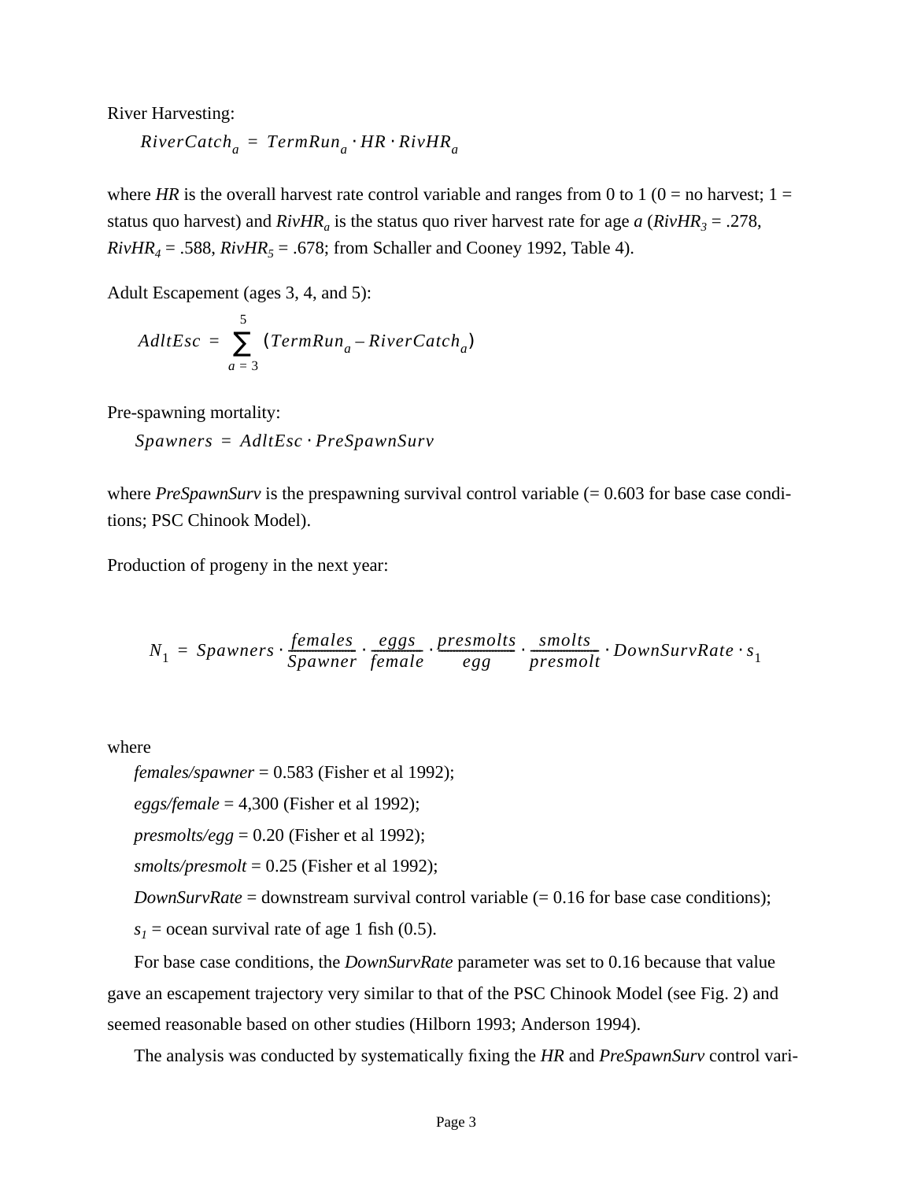River Harvesting:

$$RiverCatch_a = TermRun_a \cdot HR \cdot RivHR_a$$

where *HR* is the overall harvest rate control variable and ranges from 0 to 1 (0 = no harvest; 1 = status quo harvest) and $RivHR_a$ is the status quo river harvest rate for age *a* ($RivHR_3$ = .278, $RivHR_4$ = .588, $RivHR_5$ = .678; from Schaller and Cooney 1992, Table 4).

Adult Escapement (ages 3, 4, and 5):

$$AdltEsc = \sum_{a=3}^{5} (TermRun_a - RiverCatch_a)$$

Pre-spawning mortality:

$$Spawners = AdltEsc \cdot PreSpawnSurv$$

where *PreSpawnSurv* is the prespawning survival control variable (= 0.603 for base case conditions; PSC Chinook Model).

Production of progeny in the next year:

$$N_1 = Spawners \cdot \frac{females}{Spawner} \cdot \frac{eggs}{female} \cdot \frac{presmolts}{egg} \cdot \frac{smolts}{presmolt} \cdot DownSurvRate \cdot s_1$$

where

*females/spawner* = 0.583 (Fisher et al 1992);

*eggs/female* = 4,300 (Fisher et al 1992);

*presmolts/egg* = 0.20 (Fisher et al 1992);

*smolts/presmolt* = 0.25 (Fisher et al 1992);

*DownSurvRate* = downstream survival control variable (= 0.16 for base case conditions);

$s_1$ = ocean survival rate of age 1 fish (0.5).

For base case conditions, the *DownSurvRate* parameter was set to 0.16 because that value gave an escapement trajectory very similar to that of the PSC Chinook Model (see Fig. 2) and seemed reasonable based on other studies (Hilborn 1993; Anderson 1994).

The analysis was conducted by systematically fixing the *HR* and *PreSpawnSurv* control vari-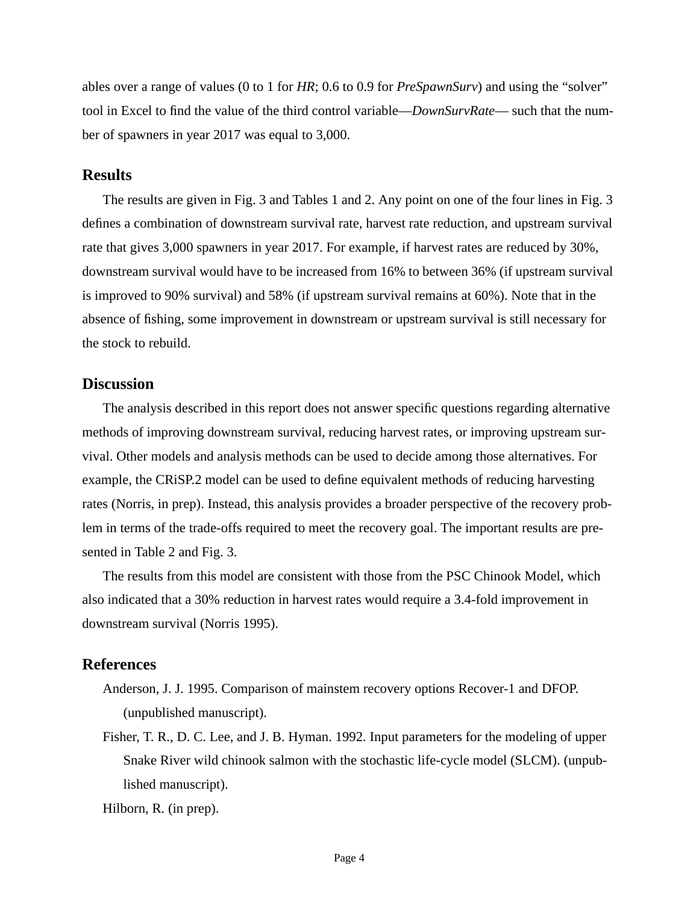ables over a range of values (0 to 1 for *HR*; 0.6 to 0.9 for *PreSpawnSurv*) and using the “solver” tool in Excel to find the value of the third control variable—*DownSurvRate*— such that the number of spawners in year 2017 was equal to 3,000.

## Results

The results are given in Fig. 3 and Tables 1 and 2. Any point on one of the four lines in Fig. 3 defines a combination of downstream survival rate, harvest rate reduction, and upstream survival rate that gives 3,000 spawners in year 2017. For example, if harvest rates are reduced by 30%, downstream survival would have to be increased from 16% to between 36% (if upstream survival is improved to 90% survival) and 58% (if upstream survival remains at 60%). Note that in the absence of fishing, some improvement in downstream or upstream survival is still necessary for the stock to rebuild.

## Discussion

The analysis described in this report does not answer specific questions regarding alternative methods of improving downstream survival, reducing harvest rates, or improving upstream survival. Other models and analysis methods can be used to decide among those alternatives. For example, the CRiSP.2 model can be used to define equivalent methods of reducing harvesting rates (Norris, in prep). Instead, this analysis provides a broader perspective of the recovery problem in terms of the trade-offs required to meet the recovery goal. The important results are presented in Table 2 and Fig. 3.

The results from this model are consistent with those from the PSC Chinook Model, which also indicated that a 30% reduction in harvest rates would require a 3.4-fold improvement in downstream survival (Norris 1995).

## References

Anderson, J. J. 1995. Comparison of mainstem recovery options Recover-1 and DFOP. (unpublished manuscript).

Fisher, T. R., D. C. Lee, and J. B. Hyman. 1992. Input parameters for the modeling of upper Snake River wild chinook salmon with the stochastic life-cycle model (SLCM). (unpublished manuscript).

Hilborn, R. (in prep).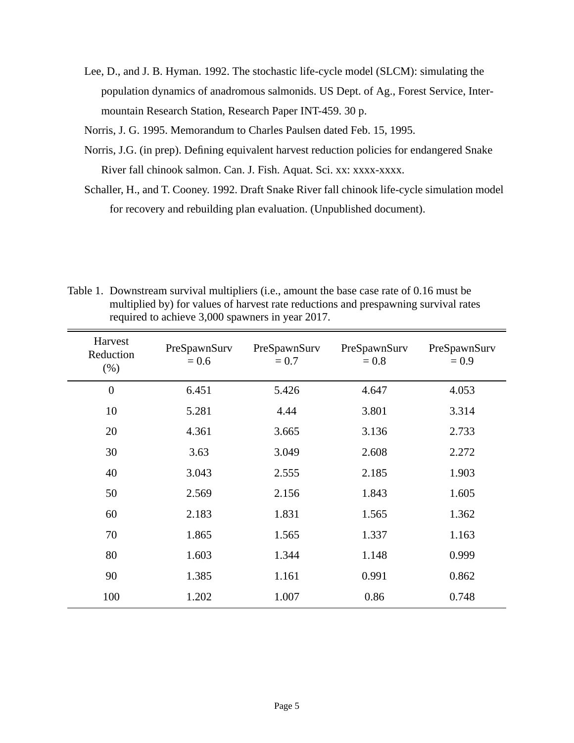Lee, D., and J. B. Hyman. 1992. The stochastic life-cycle model (SLCM): simulating the population dynamics of anadromous salmonids. US Dept. of Ag., Forest Service, Intermountain Research Station, Research Paper INT-459. 30 p.

Norris, J. G. 1995. Memorandum to Charles Paulsen dated Feb. 15, 1995.

Norris, J.G. (in prep). Defining equivalent harvest reduction policies for endangered Snake River fall chinook salmon. Can. J. Fish. Aquat. Sci. xx: xxxx-xxxx.

Schaller, H., and T. Cooney. 1992. Draft Snake River fall chinook life-cycle simulation model for recovery and rebuilding plan evaluation. (Unpublished document).

Table 1. Downstream survival multipliers (i.e., amount the base case rate of 0.16 must be multiplied by) for values of harvest rate reductions and prespawning survival rates required to achieve 3,000 spawners in year 2017.

| Harvest Reduction (%) | PreSpawnSurv = 0.6 | PreSpawnSurv = 0.7 | PreSpawnSurv = 0.8 | PreSpawnSurv = 0.9 |
|---|---|---|---|---|
| 0 | 6.451 | 5.426 | 4.647 | 4.053 |
| 10 | 5.281 | 4.44 | 3.801 | 3.314 |
| 20 | 4.361 | 3.665 | 3.136 | 2.733 |
| 30 | 3.63 | 3.049 | 2.608 | 2.272 |
| 40 | 3.043 | 2.555 | 2.185 | 1.903 |
| 50 | 2.569 | 2.156 | 1.843 | 1.605 |
| 60 | 2.183 | 1.831 | 1.565 | 1.362 |
| 70 | 1.865 | 1.565 | 1.337 | 1.163 |
| 80 | 1.603 | 1.344 | 1.148 | 0.999 |
| 90 | 1.385 | 1.161 | 0.991 | 0.862 |
| 100 | 1.202 | 1.007 | 0.86 | 0.748 |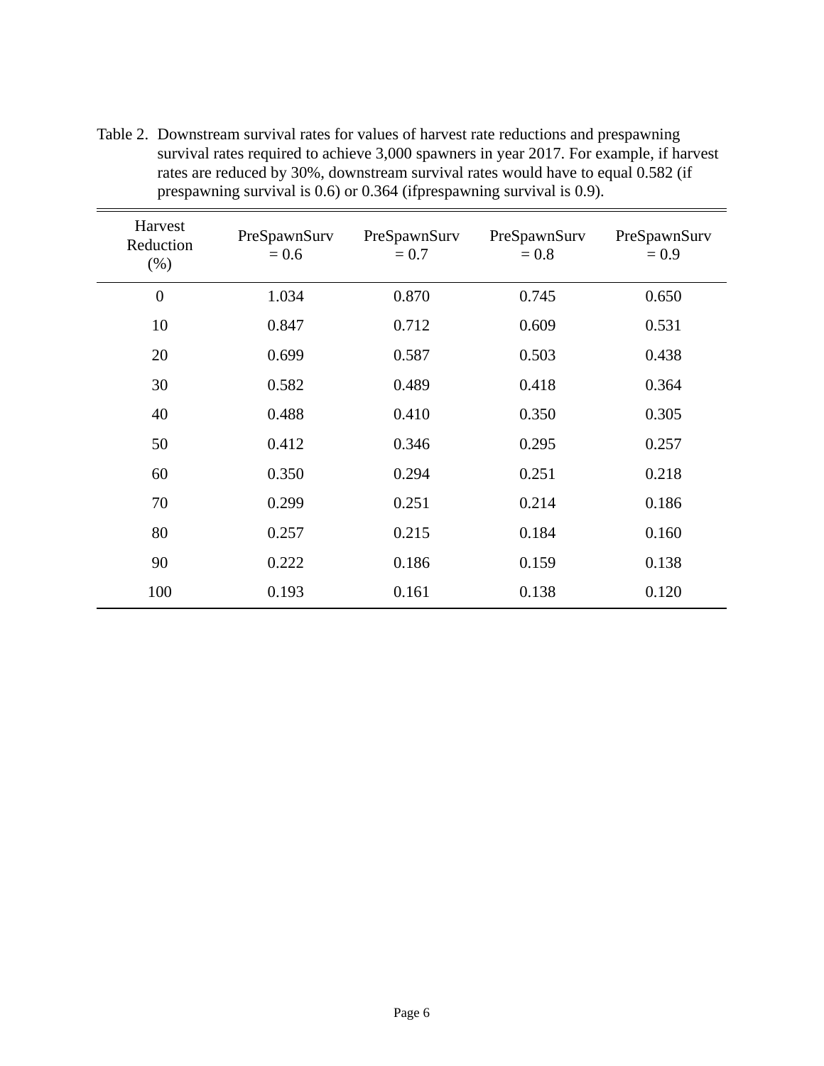Table 2. Downstream survival rates for values of harvest rate reductions and prespawning survival rates required to achieve 3,000 spawners in year 2017. For example, if harvest rates are reduced by 30%, downstream survival rates would have to equal 0.582 (if prespawning survival is 0.6) or 0.364 (ifprespawning survival is 0.9).

| Harvest Reduction (%) | PreSpawnSurv = 0.6 | PreSpawnSurv = 0.7 | PreSpawnSurv = 0.8 | PreSpawnSurv = 0.9 |
|---|---|---|---|---|
| 0 | 1.034 | 0.870 | 0.745 | 0.650 |
| 10 | 0.847 | 0.712 | 0.609 | 0.531 |
| 20 | 0.699 | 0.587 | 0.503 | 0.438 |
| 30 | 0.582 | 0.489 | 0.418 | 0.364 |
| 40 | 0.488 | 0.410 | 0.350 | 0.305 |
| 50 | 0.412 | 0.346 | 0.295 | 0.257 |
| 60 | 0.350 | 0.294 | 0.251 | 0.218 |
| 70 | 0.299 | 0.251 | 0.214 | 0.186 |
| 80 | 0.257 | 0.215 | 0.184 | 0.160 |
| 90 | 0.222 | 0.186 | 0.159 | 0.138 |
| 100 | 0.193 | 0.161 | 0.138 | 0.120 |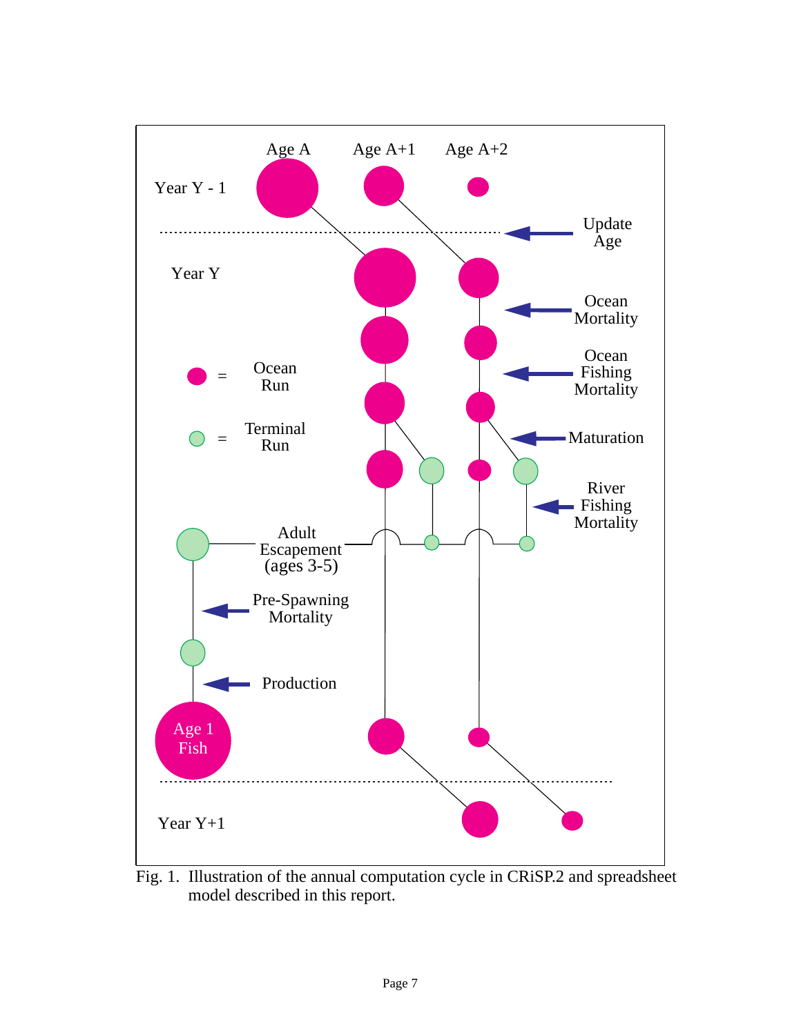Fig. 1. Illustration of the annual computation cycle in CRiSP.2 and spreadsheet model described in this report.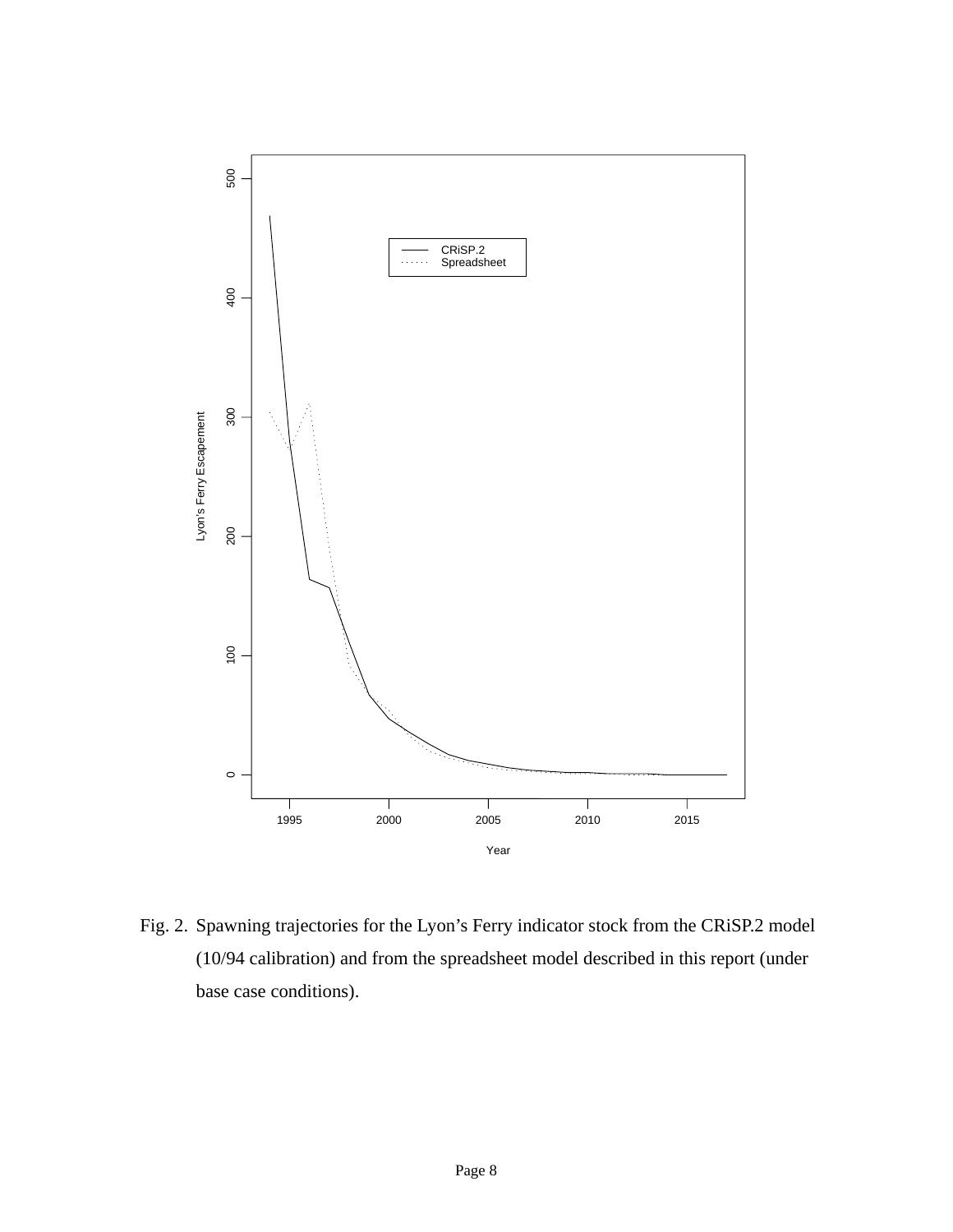Fig. 2. Spawning trajectories for the Lyon's Ferry indicator stock from the CRiSP.2 model (10/94 calibration) and from the spreadsheet model described in this report (under base case conditions).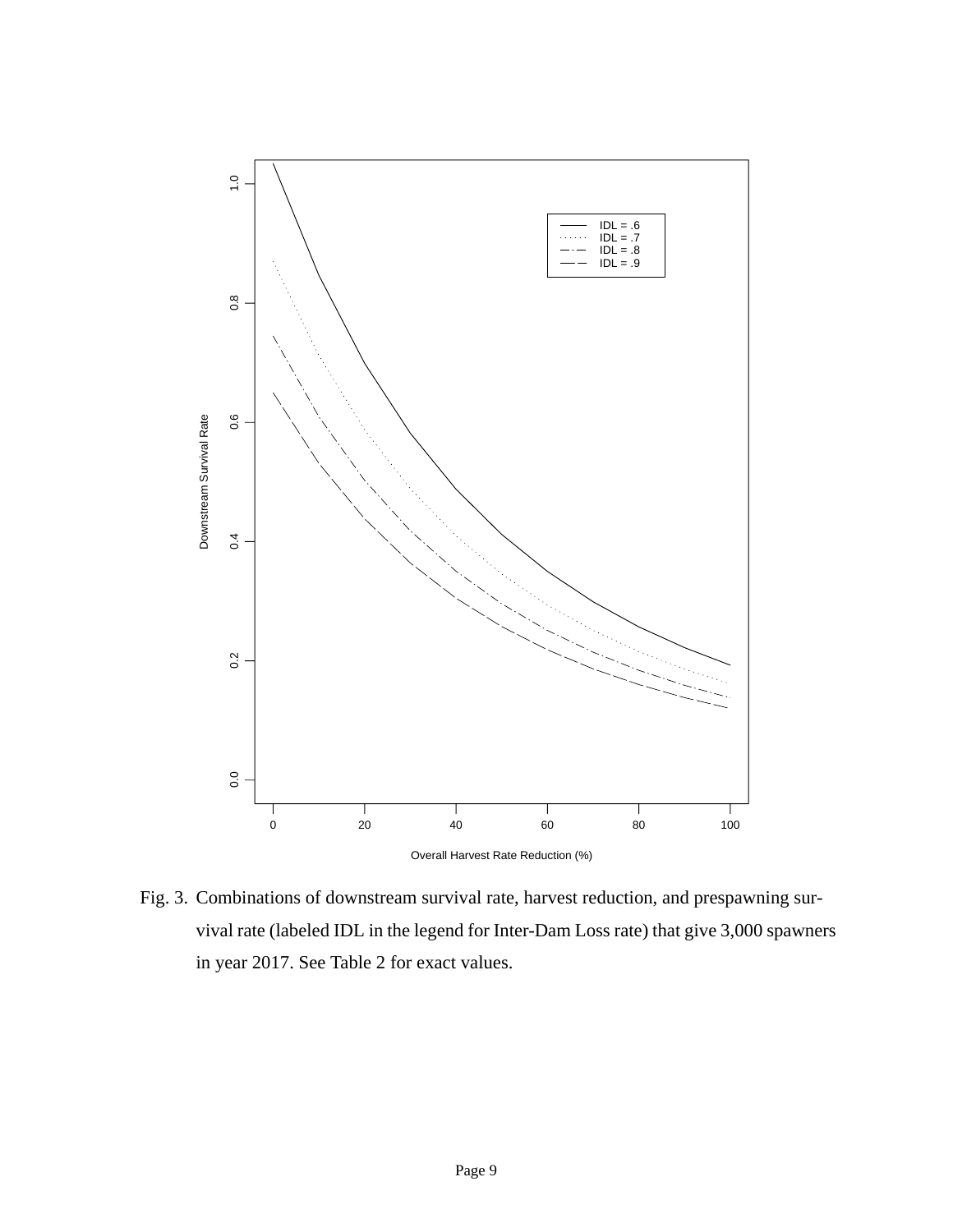1.0

0.8

0.6

0.4

0.2

0.0

Downstream Survival Rate

0

20

40

60

80

100

Overall Harvest Rate Reduction (%)

IDL = .6
IDL = .7
IDL = .8
IDL = .9

Fig. 3. Combinations of downstream survival rate, harvest reduction, and prespawning survival rate (labeled IDL in the legend for Inter-Dam Loss rate) that give 3,000 spawners in year 2017. See Table 2 for exact values.